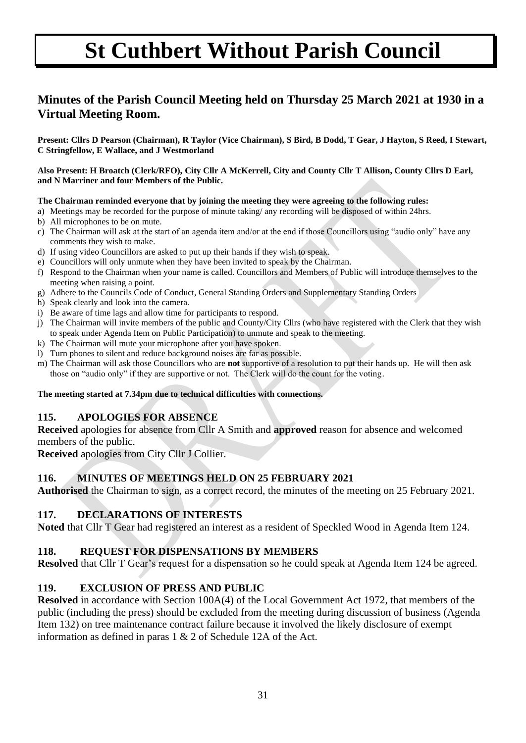# St Cuthbert Without Parish Council

## Minutes of the Parish Council Meeting held on Thursday 25 March 2021 at 1930 in a Virtual Meeting Room.

**Present: Cllrs D Pearson (Chairman), R Taylor (Vice Chairman), S Bird, B Dodd, T Gear, J Hayton, S Reed, I Stewart, C Stringfellow, E Wallace, and J Westmorland**

**Also Present: H Broatch (Clerk/RFO), City Cllr A McKerrell, City and County Cllr T Allison, County Cllrs D Earl, and N Marriner and four Members of the Public.**

**The Chairman reminded everyone that by joining the meeting they were agreeing to the following rules:**

a) Meetings may be recorded for the purpose of minute taking/ any recording will be disposed of within 24hrs.
b) All microphones to be on mute.
c) The Chairman will ask at the start of an agenda item and/or at the end if those Councillors using "audio only" have any comments they wish to make.
d) If using video Councillors are asked to put up their hands if they wish to speak.
e) Councillors will only unmute when they have been invited to speak by the Chairman.
f) Respond to the Chairman when your name is called. Councillors and Members of Public will introduce themselves to the meeting when raising a point.
g) Adhere to the Councils Code of Conduct, General Standing Orders and Supplementary Standing Orders
h) Speak clearly and look into the camera.
i) Be aware of time lags and allow time for participants to respond.
j) The Chairman will invite members of the public and County/City Cllrs (who have registered with the Clerk that they wish to speak under Agenda Item on Public Participation) to unmute and speak to the meeting.
k) The Chairman will mute your microphone after you have spoken.
l) Turn phones to silent and reduce background noises are far as possible.
m) The Chairman will ask those Councillors who are **not** supportive of a resolution to put their hands up. He will then ask those on "audio only" if they are supportive or not. The Clerk will do the count for the voting.

**The meeting started at 7.34pm due to technical difficulties with connections.**

### 115. APOLOGIES FOR ABSENCE

**Received** apologies for absence from Cllr A Smith and **approved** reason for absence and welcomed members of the public.

**Received** apologies from City Cllr J Collier.

### 116. MINUTES OF MEETINGS HELD ON 25 FEBRUARY 2021

**Authorised** the Chairman to sign, as a correct record, the minutes of the meeting on 25 February 2021.

### 117. DECLARATIONS OF INTERESTS

**Noted** that Cllr T Gear had registered an interest as a resident of Speckled Wood in Agenda Item 124.

### 118. REQUEST FOR DISPENSATIONS BY MEMBERS

**Resolved** that Cllr T Gear's request for a dispensation so he could speak at Agenda Item 124 be agreed.

### 119. EXCLUSION OF PRESS AND PUBLIC

**Resolved** in accordance with Section 100A(4) of the Local Government Act 1972, that members of the public (including the press) should be excluded from the meeting during discussion of business (Agenda Item 132) on tree maintenance contract failure because it involved the likely disclosure of exempt information as defined in paras 1 & 2 of Schedule 12A of the Act.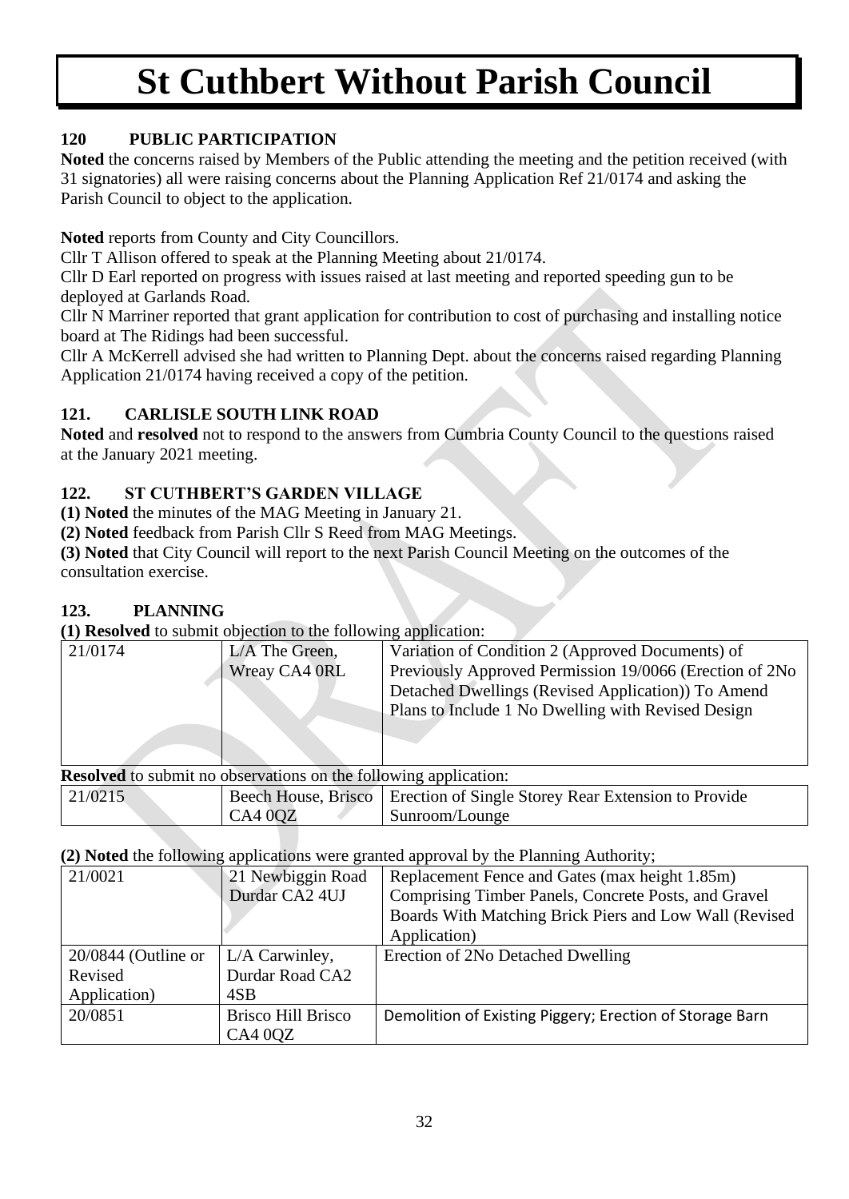# St Cuthbert Without Parish Council

## 120 PUBLIC PARTICIPATION

**Noted** the concerns raised by Members of the Public attending the meeting and the petition received (with 31 signatories) all were raising concerns about the Planning Application Ref 21/0174 and asking the Parish Council to object to the application.

**Noted** reports from County and City Councillors.
Cllr T Allison offered to speak at the Planning Meeting about 21/0174.
Cllr D Earl reported on progress with issues raised at last meeting and reported speeding gun to be deployed at Garlands Road.
Cllr N Marriner reported that grant application for contribution to cost of purchasing and installing notice board at The Ridings had been successful.
Cllr A McKerrell advised she had written to Planning Dept. about the concerns raised regarding Planning Application 21/0174 having received a copy of the petition.

## 121. CARLISLE SOUTH LINK ROAD

**Noted** and **resolved** not to respond to the answers from Cumbria County Council to the questions raised at the January 2021 meeting.

## 122. ST CUTHBERT'S GARDEN VILLAGE

**(1) Noted** the minutes of the MAG Meeting in January 21.
**(2) Noted** feedback from Parish Cllr S Reed from MAG Meetings.
**(3) Noted** that City Council will report to the next Parish Council Meeting on the outcomes of the consultation exercise.

## 123. PLANNING

**(1) Resolved** to submit objection to the following application:

| | | |
|---|---|---|
| 21/0174 | L/A The Green, Wreay CA4 0RL | Variation of Condition 2 (Approved Documents) of Previously Approved Permission 19/0066 (Erection of 2No Detached Dwellings (Revised Application)) To Amend Plans to Include 1 No Dwelling with Revised Design |

**Resolved** to submit no observations on the following application:

| | | |
|---|---|---|
| 21/0215 | Beech House, Brisco CA4 0QZ | Erection of Single Storey Rear Extension to Provide Sunroom/Lounge |

**(2) Noted** the following applications were granted approval by the Planning Authority;

| | | |
|---|---|---|
| 21/0021 | 21 Newbiggin Road Durdar CA2 4UJ | Replacement Fence and Gates (max height 1.85m) Comprising Timber Panels, Concrete Posts, and Gravel Boards With Matching Brick Piers and Low Wall (Revised Application) |
| 20/0844 (Outline or Revised Application) | L/A Carwinley, Durdar Road CA2 4SB | Erection of 2No Detached Dwelling |
| 20/0851 | Brisco Hill Brisco CA4 0QZ | Demolition of Existing Piggery; Erection of Storage Barn |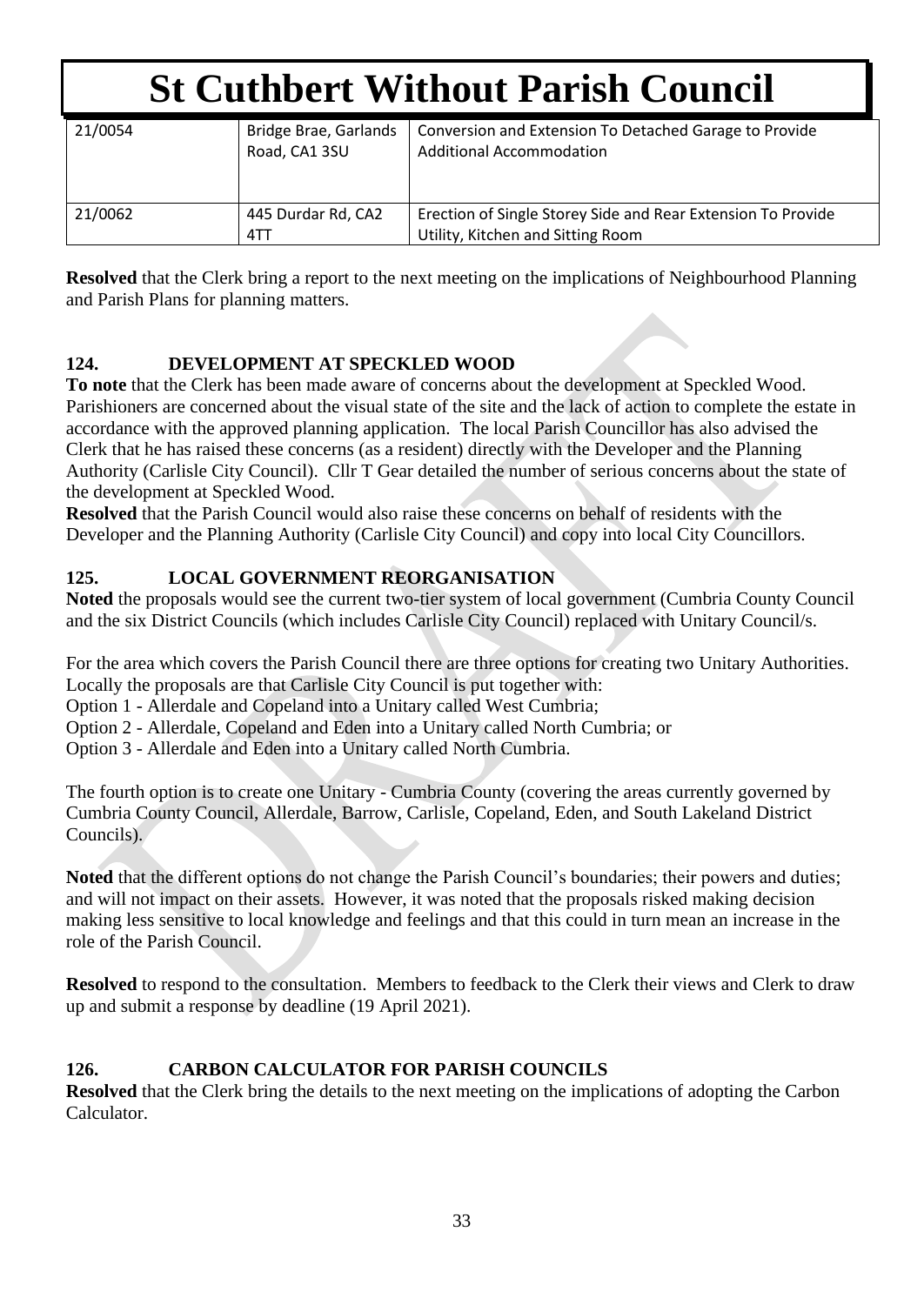# St Cuthbert Without Parish Council

| | | |
|---|---|---|
| 21/0054 | Bridge Brae, Garlands Road, CA1 3SU | Conversion and Extension To Detached Garage to Provide Additional Accommodation |
| 21/0062 | 445 Durdar Rd, CA2 4TT | Erection of Single Storey Side and Rear Extension To Provide Utility, Kitchen and Sitting Room |

**Resolved** that the Clerk bring a report to the next meeting on the implications of Neighbourhood Planning and Parish Plans for planning matters.

## 124. DEVELOPMENT AT SPECKLED WOOD

**To note** that the Clerk has been made aware of concerns about the development at Speckled Wood. Parishioners are concerned about the visual state of the site and the lack of action to complete the estate in accordance with the approved planning application. The local Parish Councillor has also advised the Clerk that he has raised these concerns (as a resident) directly with the Developer and the Planning Authority (Carlisle City Council). Cllr T Gear detailed the number of serious concerns about the state of the development at Speckled Wood.

**Resolved** that the Parish Council would also raise these concerns on behalf of residents with the Developer and the Planning Authority (Carlisle City Council) and copy into local City Councillors.

## 125. LOCAL GOVERNMENT REORGANISATION

**Noted** the proposals would see the current two-tier system of local government (Cumbria County Council and the six District Councils (which includes Carlisle City Council) replaced with Unitary Council/s.

For the area which covers the Parish Council there are three options for creating two Unitary Authorities. Locally the proposals are that Carlisle City Council is put together with:

Option 1 - Allerdale and Copeland into a Unitary called West Cumbria;

Option 2 - Allerdale, Copeland and Eden into a Unitary called North Cumbria; or

Option 3 - Allerdale and Eden into a Unitary called North Cumbria.

The fourth option is to create one Unitary - Cumbria County (covering the areas currently governed by Cumbria County Council, Allerdale, Barrow, Carlisle, Copeland, Eden, and South Lakeland District Councils).

**Noted** that the different options do not change the Parish Council's boundaries; their powers and duties; and will not impact on their assets. However, it was noted that the proposals risked making decision making less sensitive to local knowledge and feelings and that this could in turn mean an increase in the role of the Parish Council.

**Resolved** to respond to the consultation. Members to feedback to the Clerk their views and Clerk to draw up and submit a response by deadline (19 April 2021).

## 126. CARBON CALCULATOR FOR PARISH COUNCILS

**Resolved** that the Clerk bring the details to the next meeting on the implications of adopting the Carbon Calculator.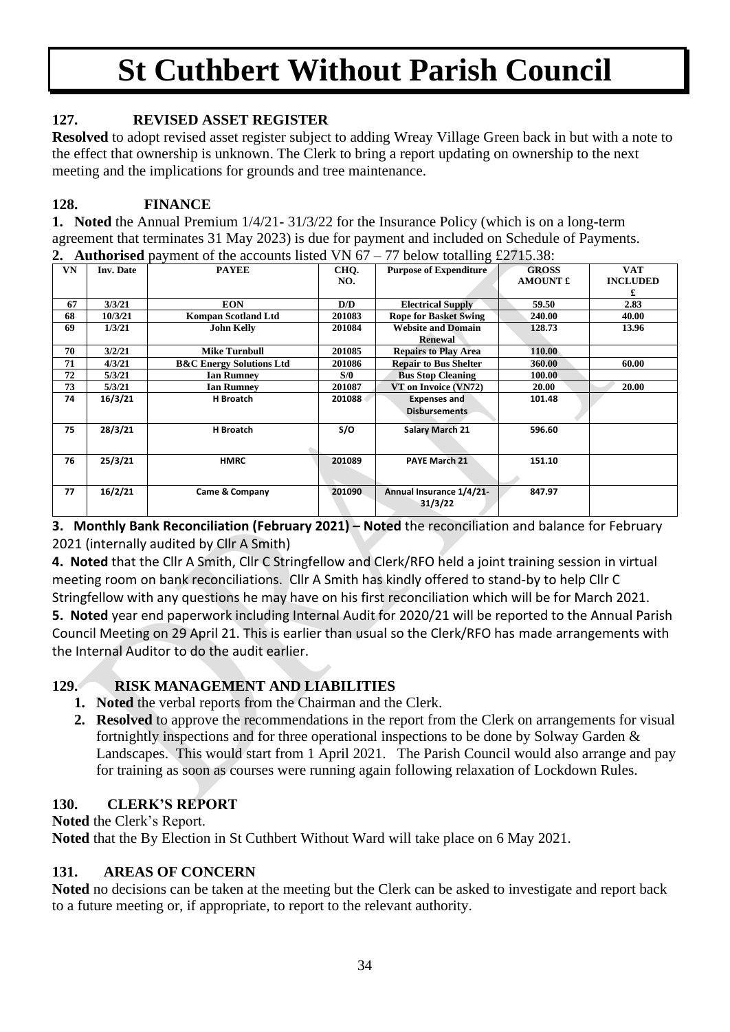# St Cuthbert Without Parish Council

## 127. REVISED ASSET REGISTER

**Resolved** to adopt revised asset register subject to adding Wreay Village Green back in but with a note to the effect that ownership is unknown. The Clerk to bring a report updating on ownership to the next meeting and the implications for grounds and tree maintenance.

## 128. FINANCE

**1. Noted** the Annual Premium 1/4/21- 31/3/22 for the Insurance Policy (which is on a long-term agreement that terminates 31 May 2023) is due for payment and included on Schedule of Payments.

**2. Authorised** payment of the accounts listed VN 67 – 77 below totalling £2715.38:

| VN | Inv. Date | PAYEE | CHQ. NO. | Purpose of Expenditure | GROSS AMOUNT £ | VAT INCLUDED £ |
|---|---|---|---|---|---|---|
| 67 | 3/3/21 | EON | D/D | Electrical Supply | 59.50 | 2.83 |
| 68 | 10/3/21 | Kompan Scotland Ltd | 201083 | Rope for Basket Swing | 240.00 | 40.00 |
| 69 | 1/3/21 | John Kelly | 201084 | Website and Domain Renewal | 128.73 | 13.96 |
| 70 | 3/2/21 | Mike Turnbull | 201085 | Repairs to Play Area | 110.00 | |
| 71 | 4/3/21 | B&C Energy Solutions Ltd | 201086 | Repair to Bus Shelter | 360.00 | 60.00 |
| 72 | 5/3/21 | Ian Rumney | S/0 | Bus Stop Cleaning | 100.00 | |
| 73 | 5/3/21 | Ian Rumney | 201087 | VT on Invoice (VN72) | 20.00 | 20.00 |
| 74 | 16/3/21 | H Broatch | 201088 | Expenses and Disbursements | 101.48 | |
| 75 | 28/3/21 | H Broatch | S/O | Salary March 21 | 596.60 | |
| 76 | 25/3/21 | HMRC | 201089 | PAYE March 21 | 151.10 | |
| 77 | 16/2/21 | Came & Company | 201090 | Annual Insurance 1/4/21-31/3/22 | 847.97 | |

**3. Monthly Bank Reconciliation (February 2021) – Noted** the reconciliation and balance for February 2021 (internally audited by Cllr A Smith)

**4. Noted** that the Cllr A Smith, Cllr C Stringfellow and Clerk/RFO held a joint training session in virtual meeting room on bank reconciliations. Cllr A Smith has kindly offered to stand-by to help Cllr C Stringfellow with any questions he may have on his first reconciliation which will be for March 2021.

**5. Noted** year end paperwork including Internal Audit for 2020/21 will be reported to the Annual Parish Council Meeting on 29 April 21. This is earlier than usual so the Clerk/RFO has made arrangements with the Internal Auditor to do the audit earlier.

## 129. RISK MANAGEMENT AND LIABILITIES

1. **Noted** the verbal reports from the Chairman and the Clerk.
2. **Resolved** to approve the recommendations in the report from the Clerk on arrangements for visual fortnightly inspections and for three operational inspections to be done by Solway Garden & Landscapes. This would start from 1 April 2021. The Parish Council would also arrange and pay for training as soon as courses were running again following relaxation of Lockdown Rules.

## 130. CLERK'S REPORT

**Noted** the Clerk's Report.

**Noted** that the By Election in St Cuthbert Without Ward will take place on 6 May 2021.

## 131. AREAS OF CONCERN

**Noted** no decisions can be taken at the meeting but the Clerk can be asked to investigate and report back to a future meeting or, if appropriate, to report to the relevant authority.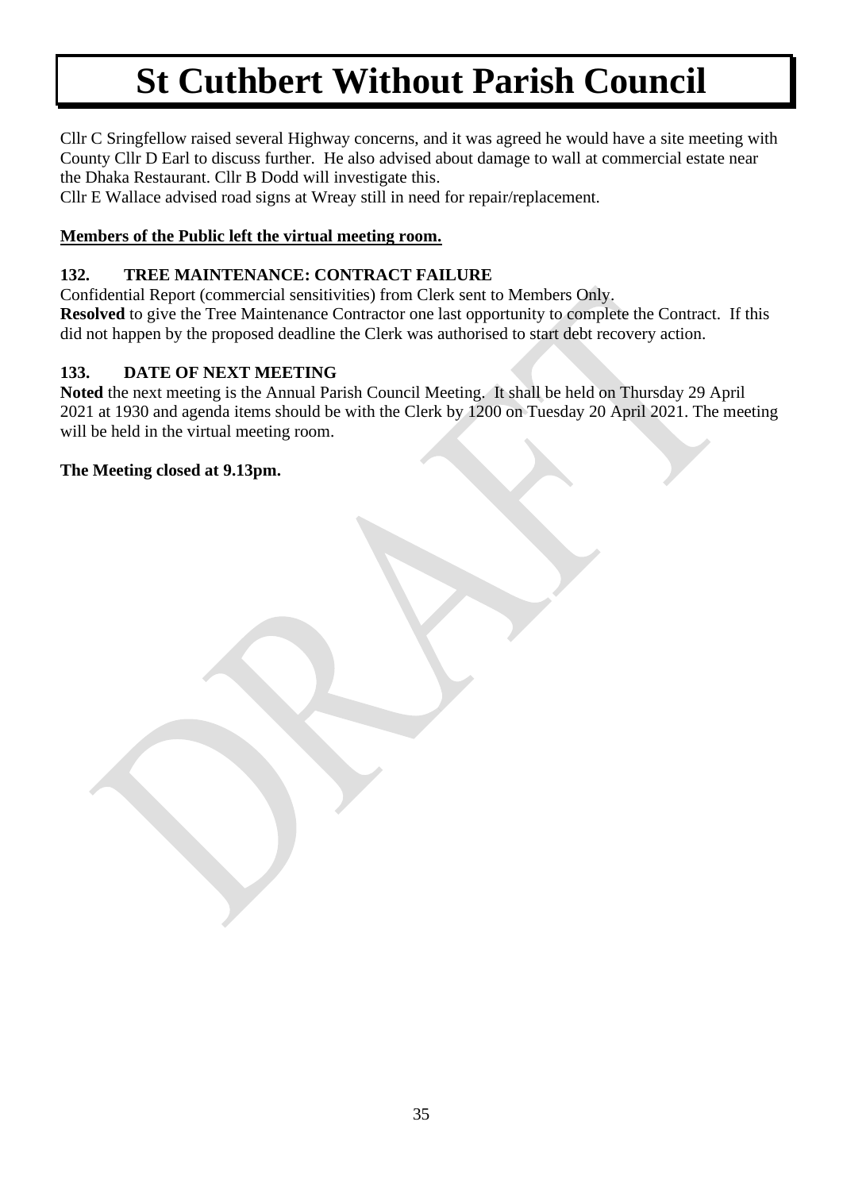# St Cuthbert Without Parish Council

Cllr C Sringfellow raised several Highway concerns, and it was agreed he would have a site meeting with County Cllr D Earl to discuss further. He also advised about damage to wall at commercial estate near the Dhaka Restaurant. Cllr B Dodd will investigate this.
Cllr E Wallace advised road signs at Wreay still in need for repair/replacement.

**Members of the Public left the virtual meeting room.**

### 132. TREE MAINTENANCE: CONTRACT FAILURE

Confidential Report (commercial sensitivities) from Clerk sent to Members Only.
**Resolved** to give the Tree Maintenance Contractor one last opportunity to complete the Contract. If this did not happen by the proposed deadline the Clerk was authorised to start debt recovery action.

### 133. DATE OF NEXT MEETING

**Noted** the next meeting is the Annual Parish Council Meeting. It shall be held on Thursday 29 April 2021 at 1930 and agenda items should be with the Clerk by 1200 on Tuesday 20 April 2021. The meeting will be held in the virtual meeting room.

**The Meeting closed at 9.13pm.**